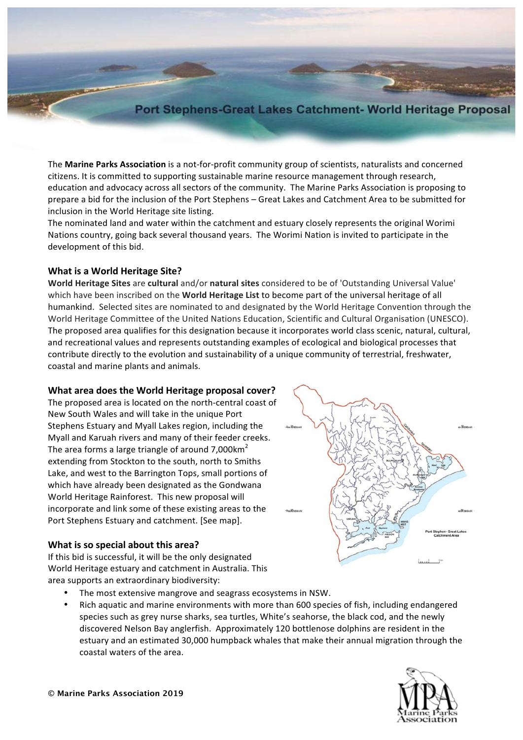# Port Stephens-Great Lakes Catchment- World Heritage Proposal

The **Marine Parks Association** is a not-for-profit community group of scientists, naturalists and concerned citizens. It is committed to supporting sustainable marine resource management through research, education and advocacy across all sectors of the community. The Marine Parks Association is proposing to prepare a bid for the inclusion of the Port Stephens – Great Lakes and Catchment Area to be submitted for inclusion in the World Heritage site listing.

The nominated land and water within the catchment and estuary closely represents the original Worimi Nations country, going back several thousand years. The Worimi Nation is invited to participate in the development of this bid.

## What is a World Heritage Site?

**World Heritage Sites** are **cultural** and/or **natural sites** considered to be of 'Outstanding Universal Value' which have been inscribed on the **World Heritage List** to become part of the universal heritage of all humankind. Selected sites are nominated to and designated by the World Heritage Convention through the World Heritage Committee of the United Nations Education, Scientific and Cultural Organisation (UNESCO). The proposed area qualifies for this designation because it incorporates world class scenic, natural, cultural, and recreational values and represents outstanding examples of ecological and biological processes that contribute directly to the evolution and sustainability of a unique community of terrestrial, freshwater, coastal and marine plants and animals.

## What area does the World Heritage proposal cover?

The proposed area is located on the north-central coast of New South Wales and will take in the unique Port Stephens Estuary and Myall Lakes region, including the Myall and Karuah rivers and many of their feeder creeks. The area forms a large triangle of around 7,000km$^2$ extending from Stockton to the south, north to Smiths Lake, and west to the Barrington Tops, small portions of which have already been designated as the Gondwana World Heritage Rainforest. This new proposal will incorporate and link some of these existing areas to the Port Stephens Estuary and catchment. [See map].

## What is so special about this area?

If this bid is successful, it will be the only designated World Heritage estuary and catchment in Australia. This area supports an extraordinary biodiversity:

- The most extensive mangrove and seagrass ecosystems in NSW.
- Rich aquatic and marine environments with more than 600 species of fish, including endangered species such as grey nurse sharks, sea turtles, White's seahorse, the black cod, and the newly discovered Nelson Bay anglerfish. Approximately 120 bottlenose dolphins are resident in the estuary and an estimated 30,000 humpback whales that make their annual migration through the coastal waters of the area.

© Marine Parks Association 2019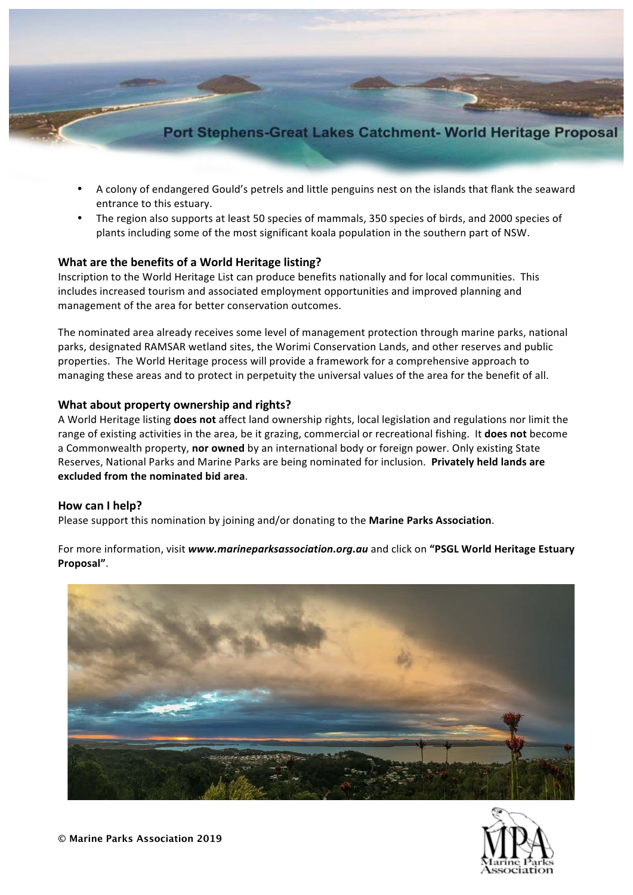- A colony of endangered Gould's petrels and little penguins nest on the islands that flank the seaward entrance to this estuary.
- The region also supports at least 50 species of mammals, 350 species of birds, and 2000 species of plants including some of the most significant koala population in the southern part of NSW.

### What are the benefits of a World Heritage listing?

Inscription to the World Heritage List can produce benefits nationally and for local communities. This includes increased tourism and associated employment opportunities and improved planning and management of the area for better conservation outcomes.

The nominated area already receives some level of management protection through marine parks, national parks, designated RAMSAR wetland sites, the Worimi Conservation Lands, and other reserves and public properties. The World Heritage process will provide a framework for a comprehensive approach to managing these areas and to protect in perpetuity the universal values of the area for the benefit of all.

### What about property ownership and rights?

A World Heritage listing **does not** affect land ownership rights, local legislation and regulations nor limit the range of existing activities in the area, be it grazing, commercial or recreational fishing. It **does not** become a Commonwealth property, **nor owned** by an international body or foreign power. Only existing State Reserves, National Parks and Marine Parks are being nominated for inclusion. **Privately held lands are excluded from the nominated bid area**.

### How can I help?

Please support this nomination by joining and/or donating to the **Marine Parks Association**.

For more information, visit ***www.marineparksassociation.org.au*** and click on **"PSGL World Heritage Estuary Proposal"**.

© Marine Parks Association 2019